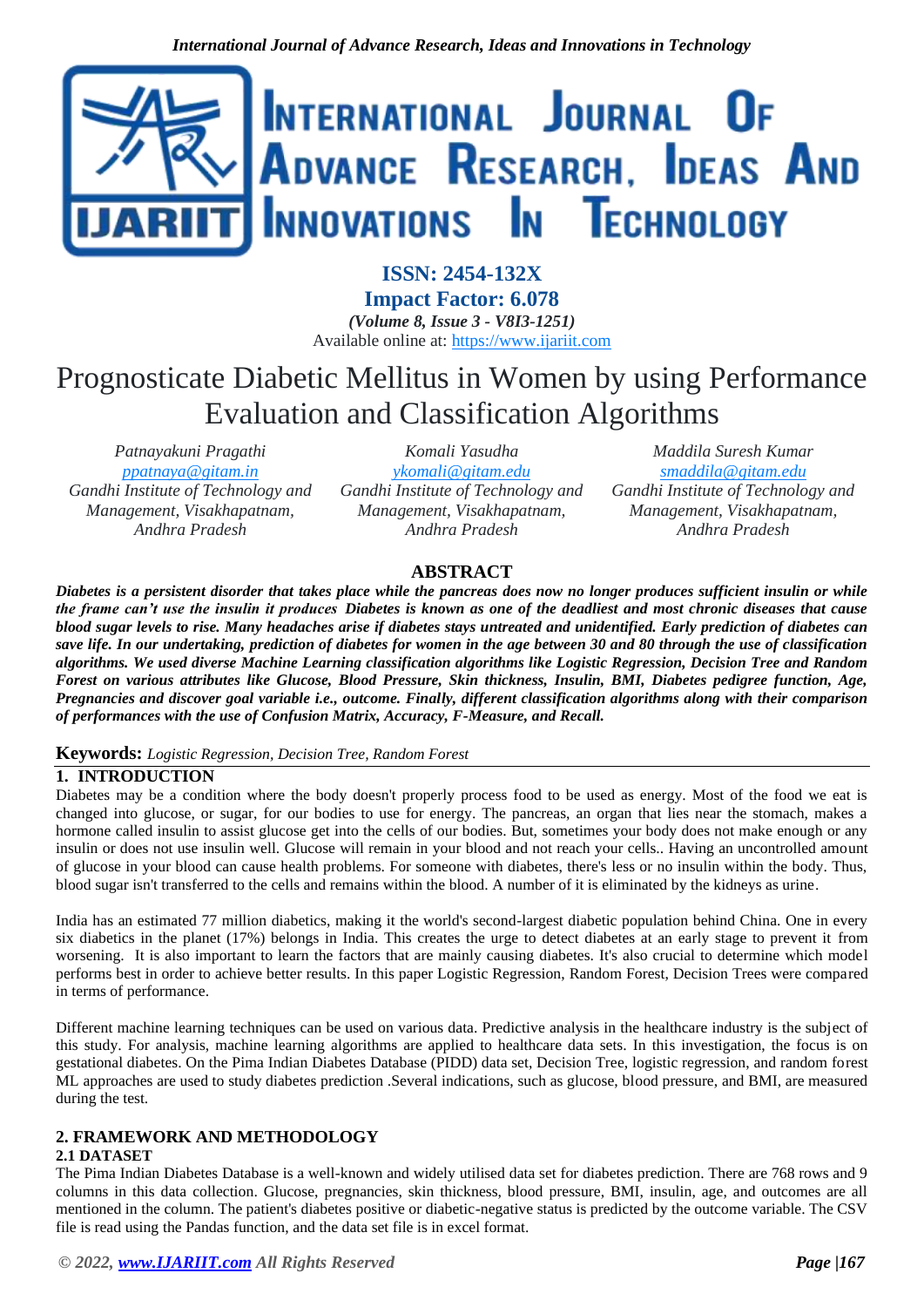# Prognosticate Diabetic Mellitus in Women by using Performance Evaluation and Classification Algorithms

*Patnayakuni Pragathi*
ppatnaya@gitam.in
*Gandhi Institute of Technology and Management, Visakhapatnam, Andhra Pradesh*

*Komali Yasudha*
ykomali@gitam.edu
*Gandhi Institute of Technology and Management, Visakhapatnam, Andhra Pradesh*

*Maddila Suresh Kumar*
smaddila@gitam.edu
*Gandhi Institute of Technology and Management, Visakhapatnam, Andhra Pradesh*

## ABSTRACT

***Diabetes is a persistent disorder that takes place while the pancreas does now no longer produces sufficient insulin or while the frame can't use the insulin it produces Diabetes is known as one of the deadliest and most chronic diseases that cause blood sugar levels to rise. Many headaches arise if diabetes stays untreated and unidentified. Early prediction of diabetes can save life. In our undertaking, prediction of diabetes for women in the age between 30 and 80 through the use of classification algorithms. We used diverse Machine Learning classification algorithms like Logistic Regression, Decision Tree and Random Forest on various attributes like Glucose, Blood Pressure, Skin thickness, Insulin, BMI, Diabetes pedigree function, Age, Pregnancies and discover goal variable i.e., outcome. Finally, different classification algorithms along with their comparison of performances with the use of Confusion Matrix, Accuracy, F-Measure, and Recall.***

**Keywords:** *Logistic Regression, Decision Tree, Random Forest*

## 1. INTRODUCTION

Diabetes may be a condition where the body doesn't properly process food to be used as energy. Most of the food we eat is changed into glucose, or sugar, for our bodies to use for energy. The pancreas, an organ that lies near the stomach, makes a hormone called insulin to assist glucose get into the cells of our bodies. But, sometimes your body does not make enough or any insulin or does not use insulin well. Glucose will remain in your blood and not reach your cells.. Having an uncontrolled amount of glucose in your blood can cause health problems. For someone with diabetes, there's less or no insulin within the body. Thus, blood sugar isn't transferred to the cells and remains within the blood. A number of it is eliminated by the kidneys as urine.

India has an estimated 77 million diabetics, making it the world's second-largest diabetic population behind China. One in every six diabetics in the planet (17%) belongs in India. This creates the urge to detect diabetes at an early stage to prevent it from worsening. It is also important to learn the factors that are mainly causing diabetes. It's also crucial to determine which model performs best in order to achieve better results. In this paper Logistic Regression, Random Forest, Decision Trees were compared in terms of performance.

Different machine learning techniques can be used on various data. Predictive analysis in the healthcare industry is the subject of this study. For analysis, machine learning algorithms are applied to healthcare data sets. In this investigation, the focus is on gestational diabetes. On the Pima Indian Diabetes Database (PIDD) data set, Decision Tree, logistic regression, and random forest ML approaches are used to study diabetes prediction .Several indications, such as glucose, blood pressure, and BMI, are measured during the test.

## 2. FRAMEWORK AND METHODOLOGY

### 2.1 DATASET

The Pima Indian Diabetes Database is a well-known and widely utilised data set for diabetes prediction. There are 768 rows and 9 columns in this data collection. Glucose, pregnancies, skin thickness, blood pressure, BMI, insulin, age, and outcomes are all mentioned in the column. The patient's diabetes positive or diabetic-negative status is predicted by the outcome variable. The CSV file is read using the Pandas function, and the data set file is in excel format.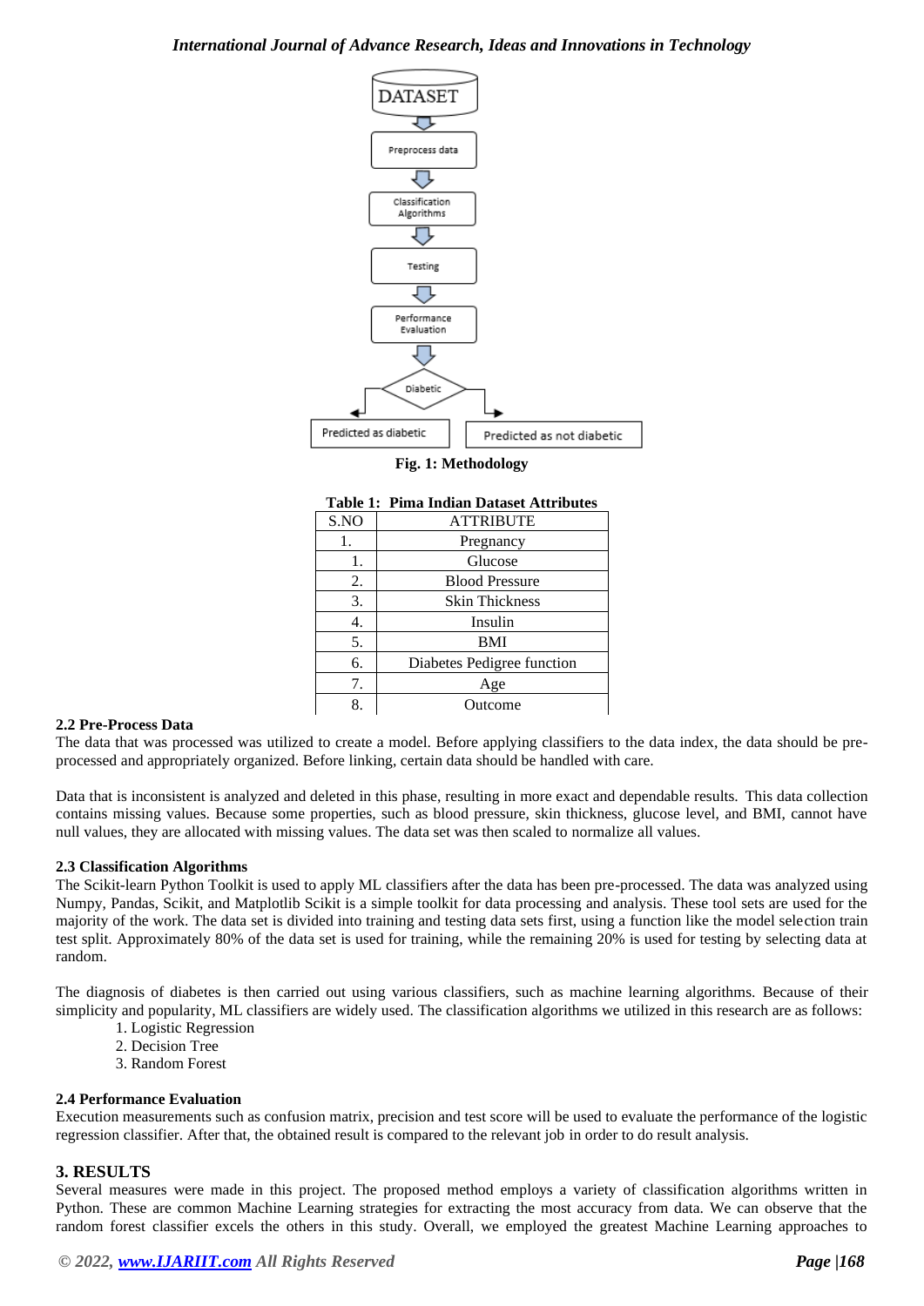**Fig. 1: Methodology**

**Table 1: Pima Indian Dataset Attributes**

| S.NO | ATTRIBUTE |
|---|---|
| 1. | Pregnancy |
| 1. | Glucose |
| 2. | Blood Pressure |
| 3. | Skin Thickness |
| 4. | Insulin |
| 5. | BMI |
| 6. | Diabetes Pedigree function |
| 7. | Age |
| 8. | Outcome |

### 2.2 Pre-Process Data

The data that was processed was utilized to create a model. Before applying classifiers to the data index, the data should be pre-processed and appropriately organized. Before linking, certain data should be handled with care.

Data that is inconsistent is analyzed and deleted in this phase, resulting in more exact and dependable results. This data collection contains missing values. Because some properties, such as blood pressure, skin thickness, glucose level, and BMI, cannot have null values, they are allocated with missing values. The data set was then scaled to normalize all values.

### 2.3 Classification Algorithms

The Scikit-learn Python Toolkit is used to apply ML classifiers after the data has been pre-processed. The data was analyzed using Numpy, Pandas, Scikit, and Matplotlib Scikit is a simple toolkit for data processing and analysis. These tool sets are used for the majority of the work. The data set is divided into training and testing data sets first, using a function like the model selection train test split. Approximately 80% of the data set is used for training, while the remaining 20% is used for testing by selecting data at random.

The diagnosis of diabetes is then carried out using various classifiers, such as machine learning algorithms. Because of their simplicity and popularity, ML classifiers are widely used. The classification algorithms we utilized in this research are as follows:

1. Logistic Regression
2. Decision Tree
3. Random Forest

### 2.4 Performance Evaluation

Execution measurements such as confusion matrix, precision and test score will be used to evaluate the performance of the logistic regression classifier. After that, the obtained result is compared to the relevant job in order to do result analysis.

## 3. RESULTS

Several measures were made in this project. The proposed method employs a variety of classification algorithms written in Python. These are common Machine Learning strategies for extracting the most accuracy from data. We can observe that the random forest classifier excels the others in this study. Overall, we employed the greatest Machine Learning approaches to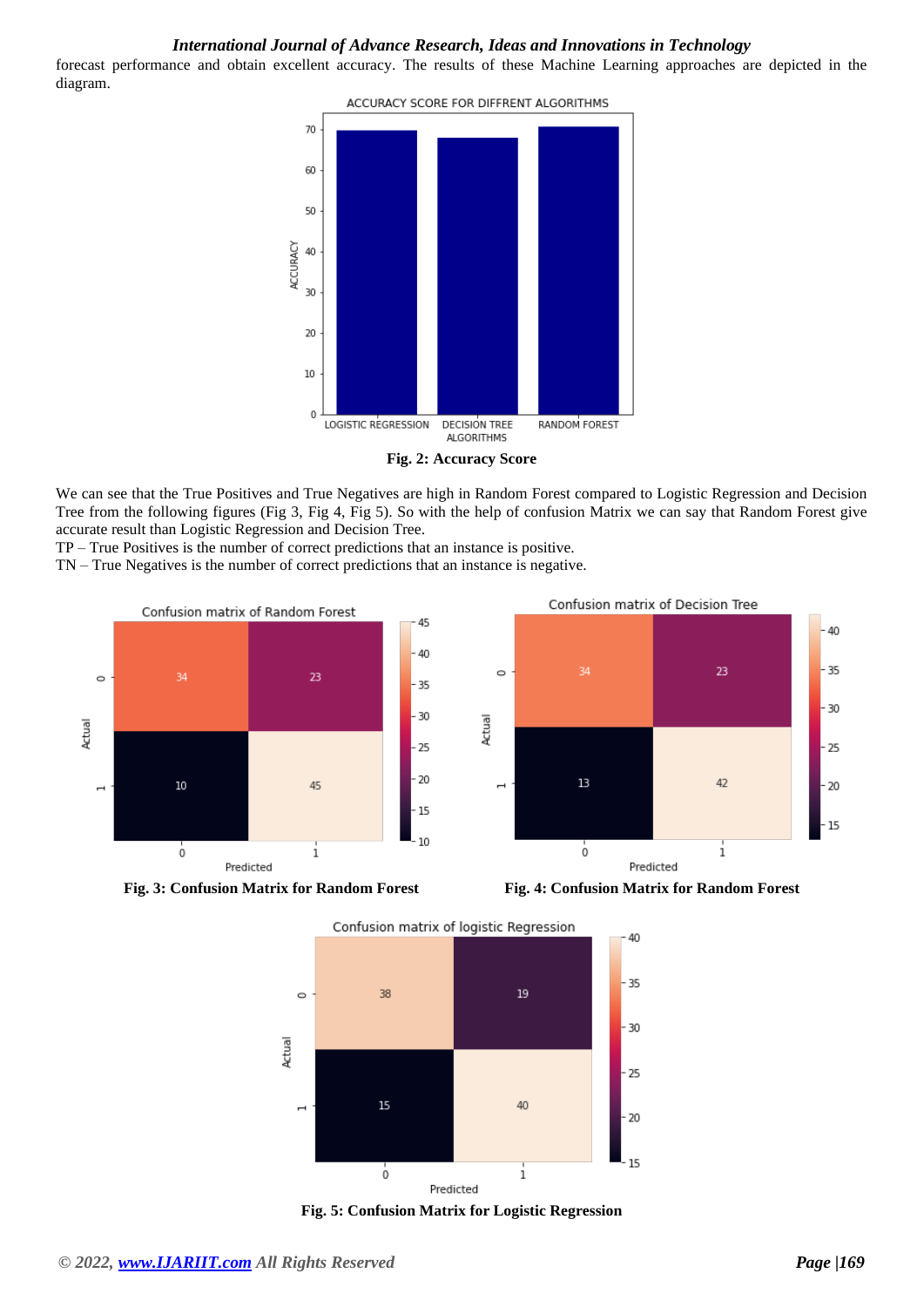forecast performance and obtain excellent accuracy. The results of these Machine Learning approaches are depicted in the diagram.

**Fig. 2: Accuracy Score**

We can see that the True Positives and True Negatives are high in Random Forest compared to Logistic Regression and Decision Tree from the following figures (Fig 3, Fig 4, Fig 5). So with the help of confusion Matrix we can say that Random Forest give accurate result than Logistic Regression and Decision Tree.

TP – True Positives is the number of correct predictions that an instance is positive.

TN – True Negatives is the number of correct predictions that an instance is negative.

**Fig. 3: Confusion Matrix for Random Forest**

**Fig. 4: Confusion Matrix for Random Forest**

**Fig. 5: Confusion Matrix for Logistic Regression**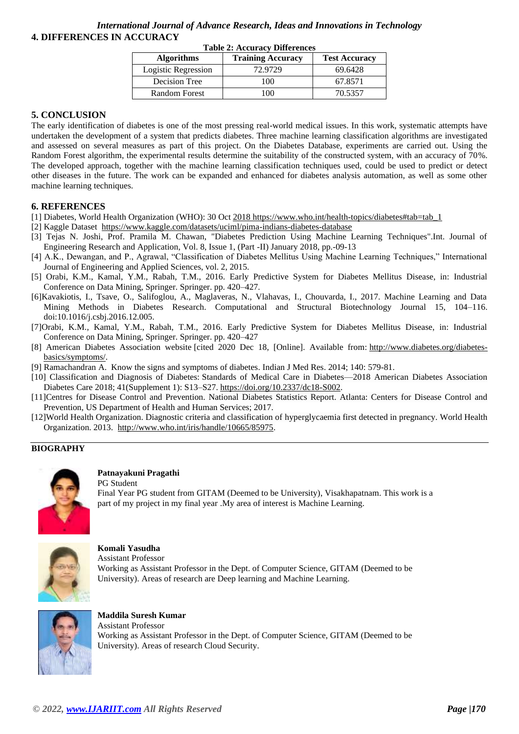## 4. DIFFERENCES IN ACCURACY

**Table 2: Accuracy Differences**

| Algorithms | Training Accuracy | Test Accuracy |
|---|---|---|
| Logistic Regression | 72.9729 | 69.6428 |
| Decision Tree | 100 | 67.8571 |
| Random Forest | 100 | 70.5357 |

## 5. CONCLUSION

The early identification of diabetes is one of the most pressing real-world medical issues. In this work, systematic attempts have undertaken the development of a system that predicts diabetes. Three machine learning classification algorithms are investigated and assessed on several measures as part of this project. On the Diabetes Database, experiments are carried out. Using the Random Forest algorithm, the experimental results determine the suitability of the constructed system, with an accuracy of 70%. The developed approach, together with the machine learning classification techniques used, could be used to predict or detect other diseases in the future. The work can be expanded and enhanced for diabetes analysis automation, as well as some other machine learning techniques.

## 6. REFERENCES

[1] Diabetes, World Health Organization (WHO): 30 Oct 2018 https://www.who.int/health-topics/diabetes#tab=tab_1

[2] Kaggle Dataset https://www.kaggle.com/datasets/uciml/pima-indians-diabetes-database

[3] Tejas N. Joshi, Prof. Pramila M. Chawan, "Diabetes Prediction Using Machine Learning Techniques".Int. Journal of Engineering Research and Application, Vol. 8, Issue 1, (Part -II) January 2018, pp.-09-13

[4] A.K., Dewangan, and P., Agrawal, "Classification of Diabetes Mellitus Using Machine Learning Techniques," International Journal of Engineering and Applied Sciences, vol. 2, 2015.

[5] Orabi, K.M., Kamal, Y.M., Rabah, T.M., 2016. Early Predictive System for Diabetes Mellitus Disease, in: Industrial Conference on Data Mining, Springer. Springer. pp. 420–427.

[6]Kavakiotis, I., Tsave, O., Salifoglou, A., Maglaveras, N., Vlahavas, I., Chouvarda, I., 2017. Machine Learning and Data Mining Methods in Diabetes Research. Computational and Structural Biotechnology Journal 15, 104–116. doi:10.1016/j.csbj.2016.12.005.

[7]Orabi, K.M., Kamal, Y.M., Rabah, T.M., 2016. Early Predictive System for Diabetes Mellitus Disease, in: Industrial Conference on Data Mining, Springer. Springer. pp. 420–427

[8] American Diabetes Association website [cited 2020 Dec 18, [Online]. Available from: http://www.diabetes.org/diabetes-basics/symptoms/.

[9] Ramachandran A. Know the signs and symptoms of diabetes. Indian J Med Res. 2014; 140: 579-81.

[10] Classification and Diagnosis of Diabetes: Standards of Medical Care in Diabetes—2018 American Diabetes Association Diabetes Care 2018; 41(Supplement 1): S13–S27. https://doi.org/10.2337/dc18-S002.

[11]Centres for Disease Control and Prevention. National Diabetes Statistics Report. Atlanta: Centers for Disease Control and Prevention, US Department of Health and Human Services; 2017.

[12]World Health Organization. Diagnostic criteria and classification of hyperglycaemia first detected in pregnancy. World Health Organization. 2013. http://www.who.int/iris/handle/10665/85975.

## BIOGRAPHY

**Patnayakuni Pragathi**
PG Student
Final Year PG student from GITAM (Deemed to be University), Visakhapatnam. This work is a part of my project in my final year .My area of interest is Machine Learning.

**Komali Yasudha**
Assistant Professor
Working as Assistant Professor in the Dept. of Computer Science, GITAM (Deemed to be University). Areas of research are Deep learning and Machine Learning.

**Maddila Suresh Kumar**
Assistant Professor
Working as Assistant Professor in the Dept. of Computer Science, GITAM (Deemed to be University). Areas of research Cloud Security.